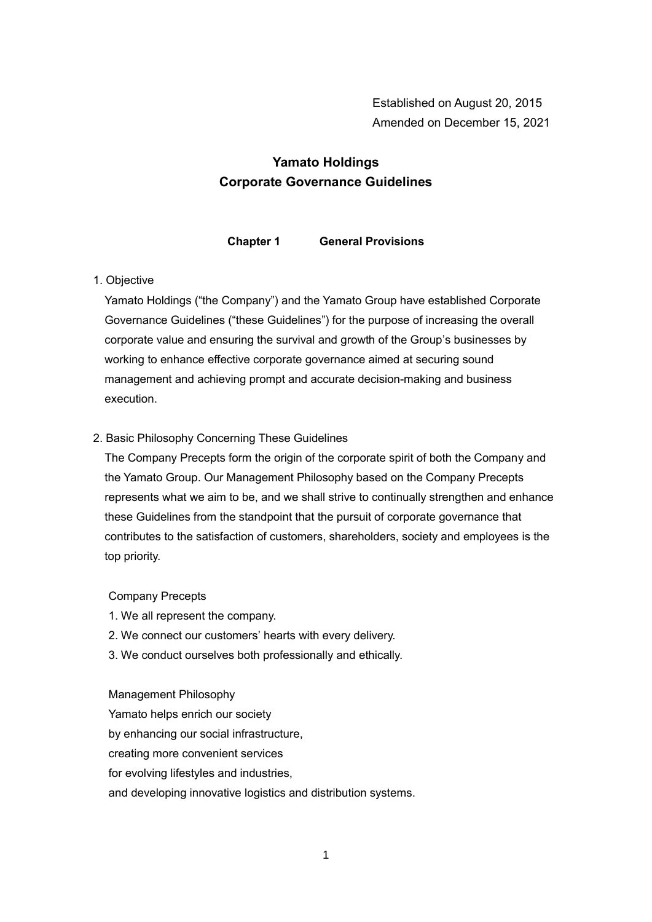Established on August 20, 2015
Amended on December 15, 2021

# Yamato Holdings Corporate Governance Guidelines

## Chapter 1 General Provisions

1. Objective

Yamato Holdings (“the Company”) and the Yamato Group have established Corporate Governance Guidelines (“these Guidelines”) for the purpose of increasing the overall corporate value and ensuring the survival and growth of the Group’s businesses by working to enhance effective corporate governance aimed at securing sound management and achieving prompt and accurate decision-making and business execution.

2. Basic Philosophy Concerning These Guidelines

The Company Precepts form the origin of the corporate spirit of both the Company and the Yamato Group. Our Management Philosophy based on the Company Precepts represents what we aim to be, and we shall strive to continually strengthen and enhance these Guidelines from the standpoint that the pursuit of corporate governance that contributes to the satisfaction of customers, shareholders, society and employees is the top priority.

Company Precepts

1. We all represent the company.
2. We connect our customers’ hearts with every delivery.
3. We conduct ourselves both professionally and ethically.

Management Philosophy

Yamato helps enrich our society
by enhancing our social infrastructure,
creating more convenient services
for evolving lifestyles and industries,
and developing innovative logistics and distribution systems.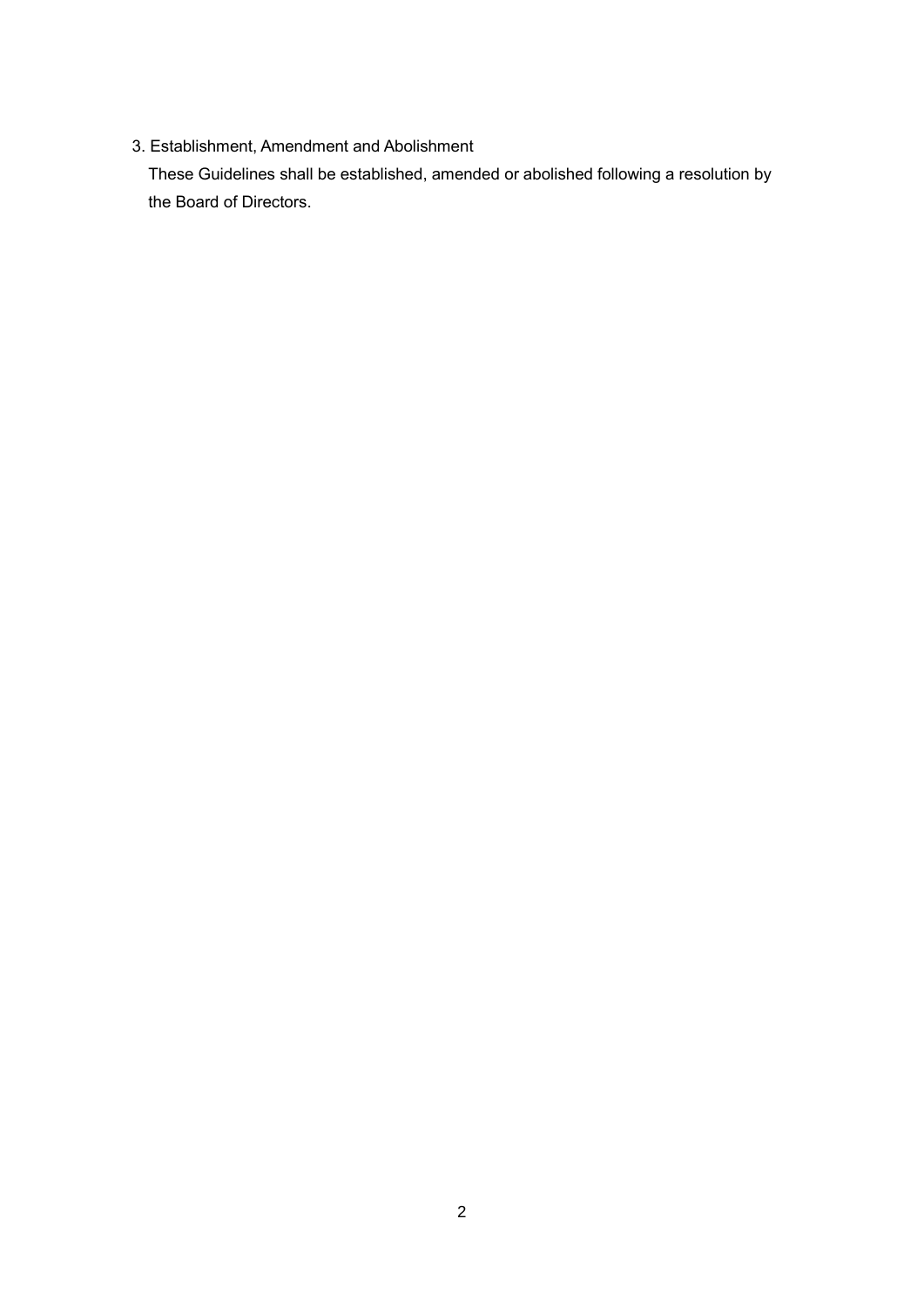3. Establishment, Amendment and Abolishment

These Guidelines shall be established, amended or abolished following a resolution by the Board of Directors.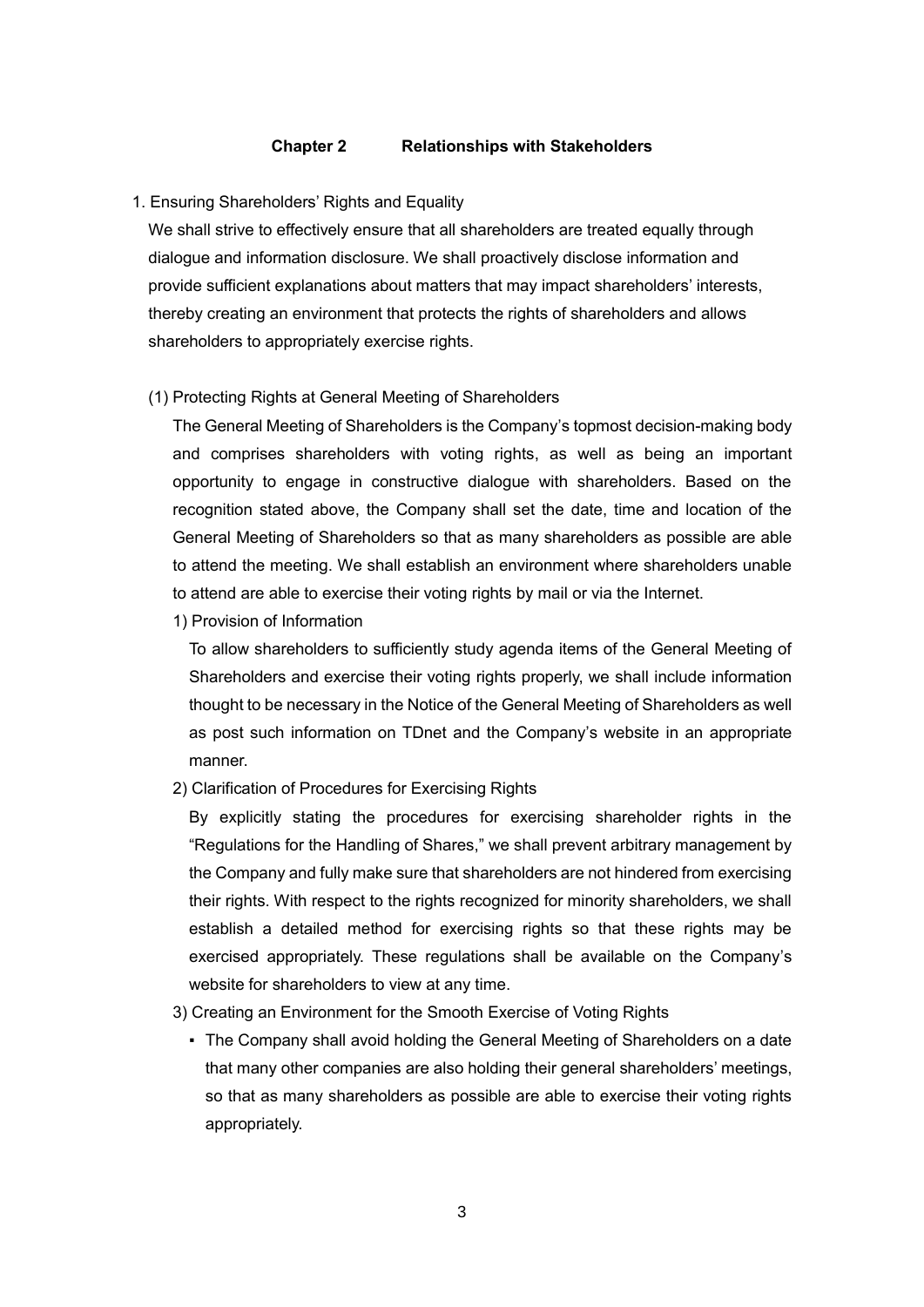## Chapter 2 Relationships with Stakeholders

1. Ensuring Shareholders' Rights and Equality

We shall strive to effectively ensure that all shareholders are treated equally through dialogue and information disclosure. We shall proactively disclose information and provide sufficient explanations about matters that may impact shareholders' interests, thereby creating an environment that protects the rights of shareholders and allows shareholders to appropriately exercise rights.

(1) Protecting Rights at General Meeting of Shareholders

The General Meeting of Shareholders is the Company's topmost decision-making body and comprises shareholders with voting rights, as well as being an important opportunity to engage in constructive dialogue with shareholders. Based on the recognition stated above, the Company shall set the date, time and location of the General Meeting of Shareholders so that as many shareholders as possible are able to attend the meeting. We shall establish an environment where shareholders unable to attend are able to exercise their voting rights by mail or via the Internet.

1) Provision of Information

To allow shareholders to sufficiently study agenda items of the General Meeting of Shareholders and exercise their voting rights properly, we shall include information thought to be necessary in the Notice of the General Meeting of Shareholders as well as post such information on TDnet and the Company's website in an appropriate manner.

2) Clarification of Procedures for Exercising Rights

By explicitly stating the procedures for exercising shareholder rights in the "Regulations for the Handling of Shares," we shall prevent arbitrary management by the Company and fully make sure that shareholders are not hindered from exercising their rights. With respect to the rights recognized for minority shareholders, we shall establish a detailed method for exercising rights so that these rights may be exercised appropriately. These regulations shall be available on the Company's website for shareholders to view at any time.

3) Creating an Environment for the Smooth Exercise of Voting Rights

- The Company shall avoid holding the General Meeting of Shareholders on a date that many other companies are also holding their general shareholders' meetings, so that as many shareholders as possible are able to exercise their voting rights appropriately.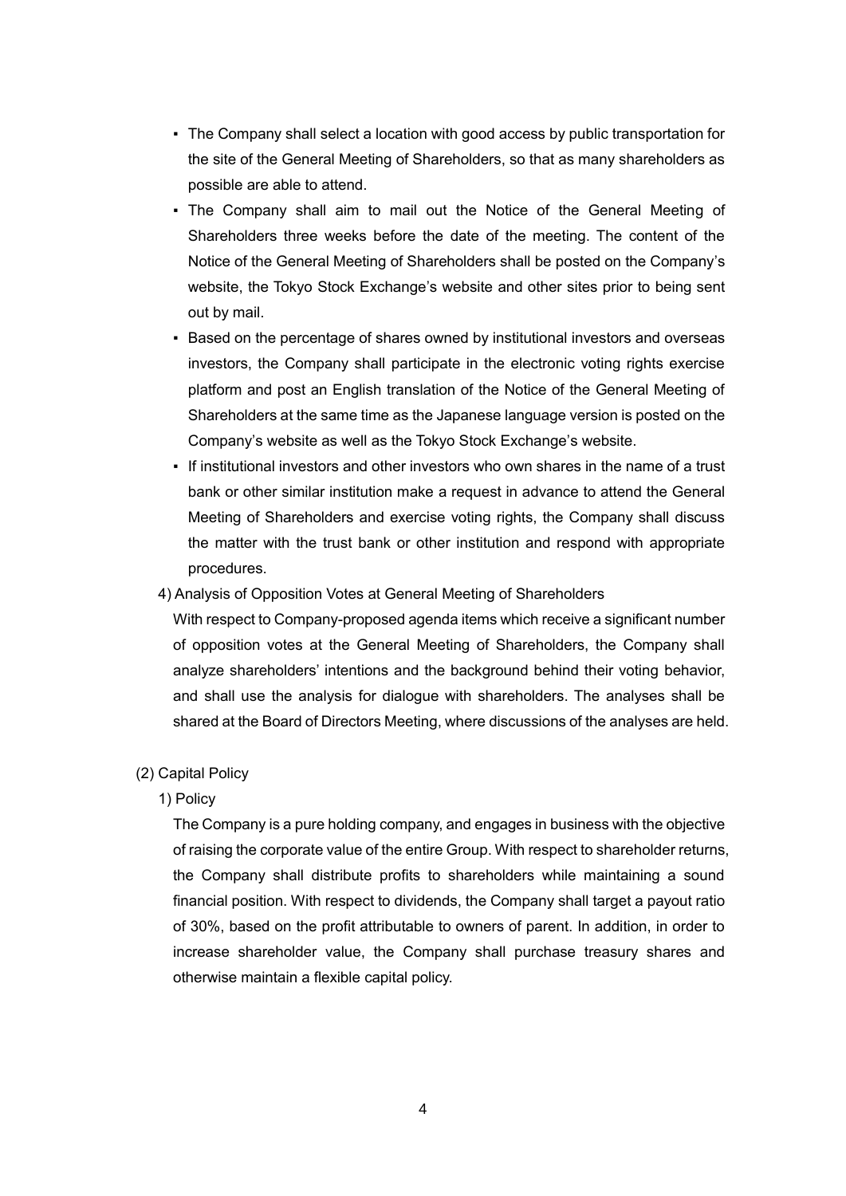- The Company shall select a location with good access by public transportation for the site of the General Meeting of Shareholders, so that as many shareholders as possible are able to attend.
- The Company shall aim to mail out the Notice of the General Meeting of Shareholders three weeks before the date of the meeting. The content of the Notice of the General Meeting of Shareholders shall be posted on the Company's website, the Tokyo Stock Exchange's website and other sites prior to being sent out by mail.
- Based on the percentage of shares owned by institutional investors and overseas investors, the Company shall participate in the electronic voting rights exercise platform and post an English translation of the Notice of the General Meeting of Shareholders at the same time as the Japanese language version is posted on the Company's website as well as the Tokyo Stock Exchange's website.
- If institutional investors and other investors who own shares in the name of a trust bank or other similar institution make a request in advance to attend the General Meeting of Shareholders and exercise voting rights, the Company shall discuss the matter with the trust bank or other institution and respond with appropriate procedures.

4) Analysis of Opposition Votes at General Meeting of Shareholders

With respect to Company-proposed agenda items which receive a significant number of opposition votes at the General Meeting of Shareholders, the Company shall analyze shareholders' intentions and the background behind their voting behavior, and shall use the analysis for dialogue with shareholders. The analyses shall be shared at the Board of Directors Meeting, where discussions of the analyses are held.

(2) Capital Policy

1) Policy

The Company is a pure holding company, and engages in business with the objective of raising the corporate value of the entire Group. With respect to shareholder returns, the Company shall distribute profits to shareholders while maintaining a sound financial position. With respect to dividends, the Company shall target a payout ratio of 30%, based on the profit attributable to owners of parent. In addition, in order to increase shareholder value, the Company shall purchase treasury shares and otherwise maintain a flexible capital policy.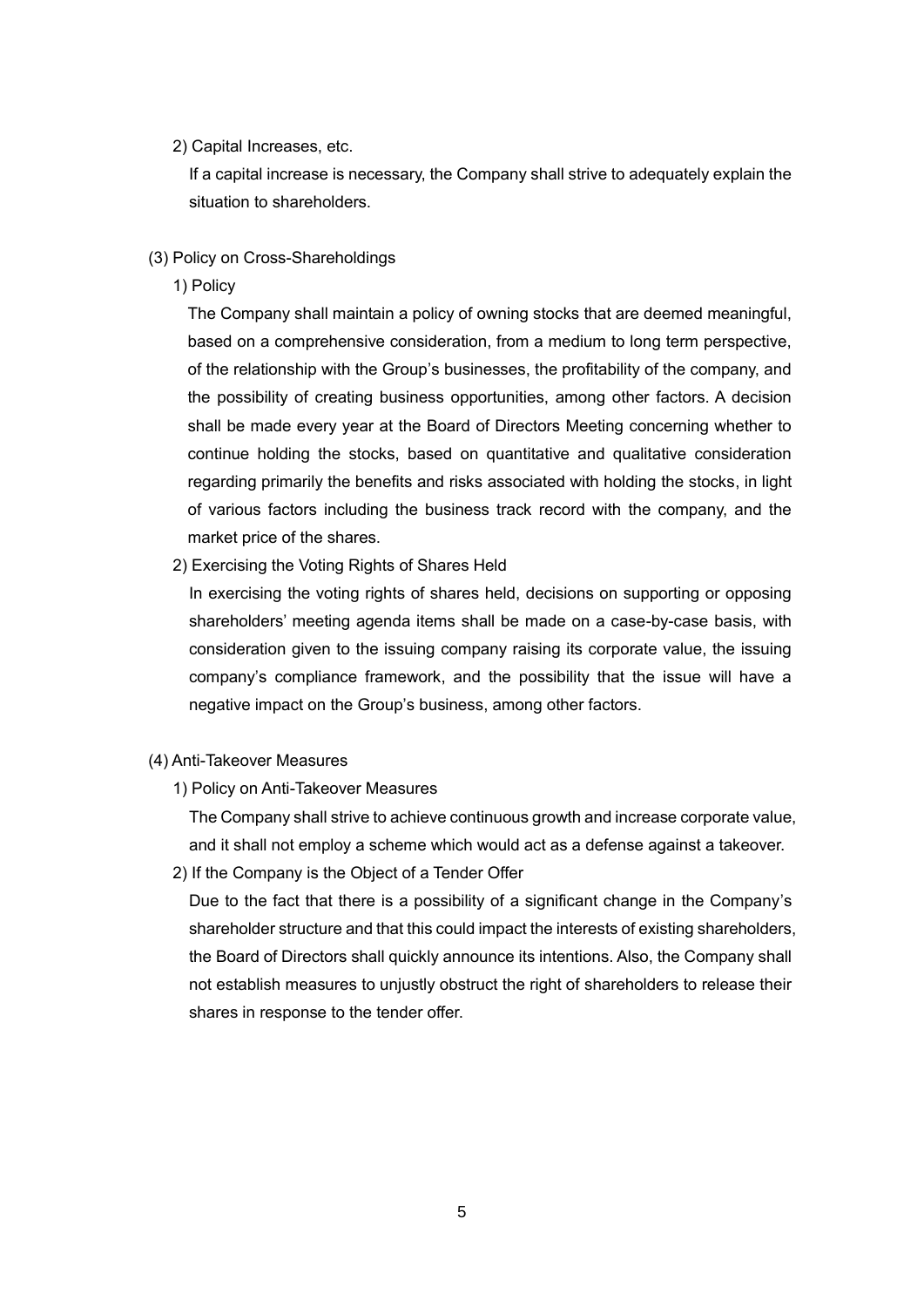2) Capital Increases, etc.

If a capital increase is necessary, the Company shall strive to adequately explain the situation to shareholders.

(3) Policy on Cross-Shareholdings

1) Policy

The Company shall maintain a policy of owning stocks that are deemed meaningful, based on a comprehensive consideration, from a medium to long term perspective, of the relationship with the Group's businesses, the profitability of the company, and the possibility of creating business opportunities, among other factors. A decision shall be made every year at the Board of Directors Meeting concerning whether to continue holding the stocks, based on quantitative and qualitative consideration regarding primarily the benefits and risks associated with holding the stocks, in light of various factors including the business track record with the company, and the market price of the shares.

2) Exercising the Voting Rights of Shares Held

In exercising the voting rights of shares held, decisions on supporting or opposing shareholders' meeting agenda items shall be made on a case-by-case basis, with consideration given to the issuing company raising its corporate value, the issuing company's compliance framework, and the possibility that the issue will have a negative impact on the Group's business, among other factors.

(4) Anti-Takeover Measures

1) Policy on Anti-Takeover Measures

The Company shall strive to achieve continuous growth and increase corporate value, and it shall not employ a scheme which would act as a defense against a takeover.

2) If the Company is the Object of a Tender Offer

Due to the fact that there is a possibility of a significant change in the Company's shareholder structure and that this could impact the interests of existing shareholders, the Board of Directors shall quickly announce its intentions. Also, the Company shall not establish measures to unjustly obstruct the right of shareholders to release their shares in response to the tender offer.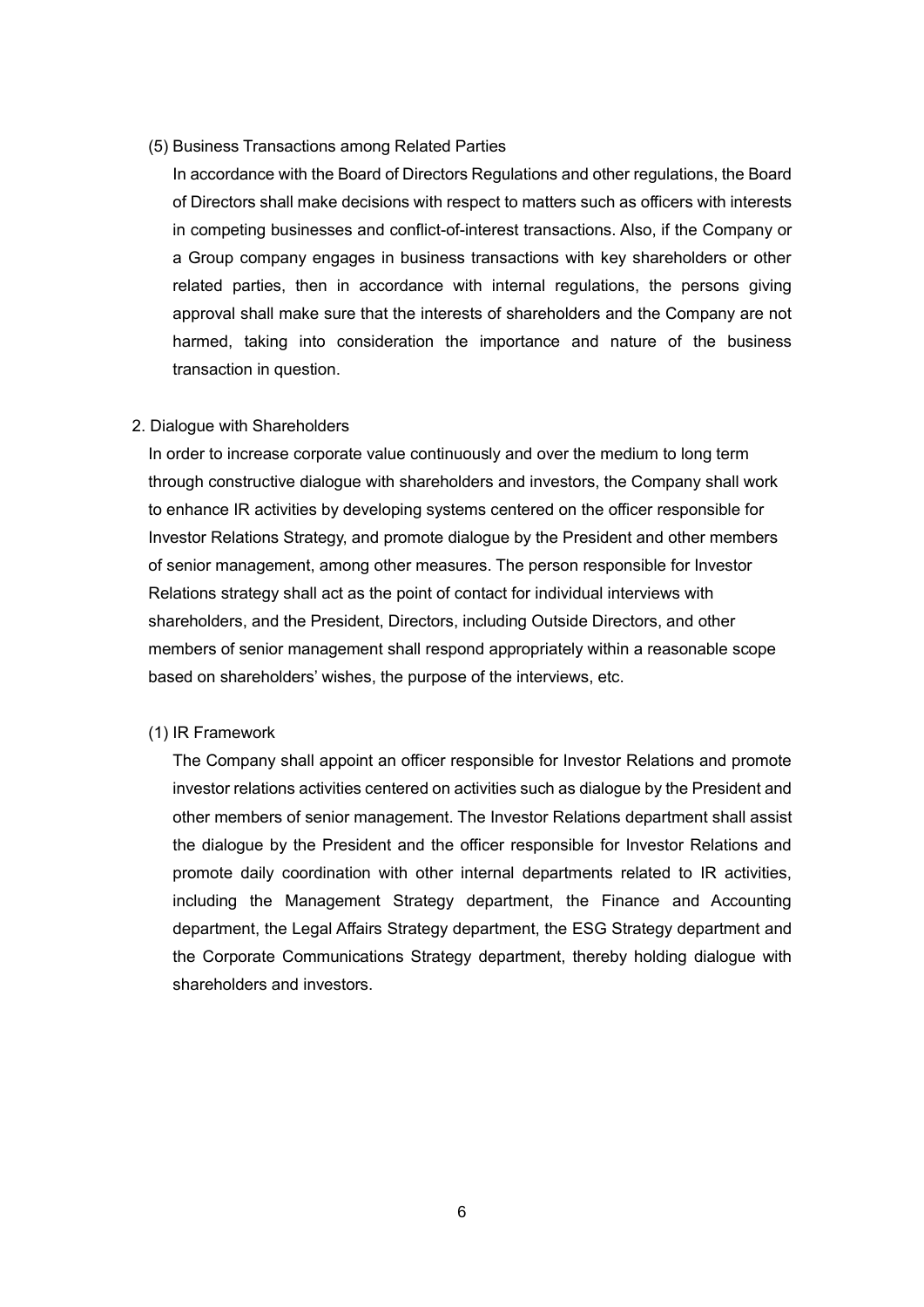### (5) Business Transactions among Related Parties

In accordance with the Board of Directors Regulations and other regulations, the Board of Directors shall make decisions with respect to matters such as officers with interests in competing businesses and conflict-of-interest transactions. Also, if the Company or a Group company engages in business transactions with key shareholders or other related parties, then in accordance with internal regulations, the persons giving approval shall make sure that the interests of shareholders and the Company are not harmed, taking into consideration the importance and nature of the business transaction in question.

## 2. Dialogue with Shareholders

In order to increase corporate value continuously and over the medium to long term through constructive dialogue with shareholders and investors, the Company shall work to enhance IR activities by developing systems centered on the officer responsible for Investor Relations Strategy, and promote dialogue by the President and other members of senior management, among other measures. The person responsible for Investor Relations strategy shall act as the point of contact for individual interviews with shareholders, and the President, Directors, including Outside Directors, and other members of senior management shall respond appropriately within a reasonable scope based on shareholders' wishes, the purpose of the interviews, etc.

### (1) IR Framework

The Company shall appoint an officer responsible for Investor Relations and promote investor relations activities centered on activities such as dialogue by the President and other members of senior management. The Investor Relations department shall assist the dialogue by the President and the officer responsible for Investor Relations and promote daily coordination with other internal departments related to IR activities, including the Management Strategy department, the Finance and Accounting department, the Legal Affairs Strategy department, the ESG Strategy department and the Corporate Communications Strategy department, thereby holding dialogue with shareholders and investors.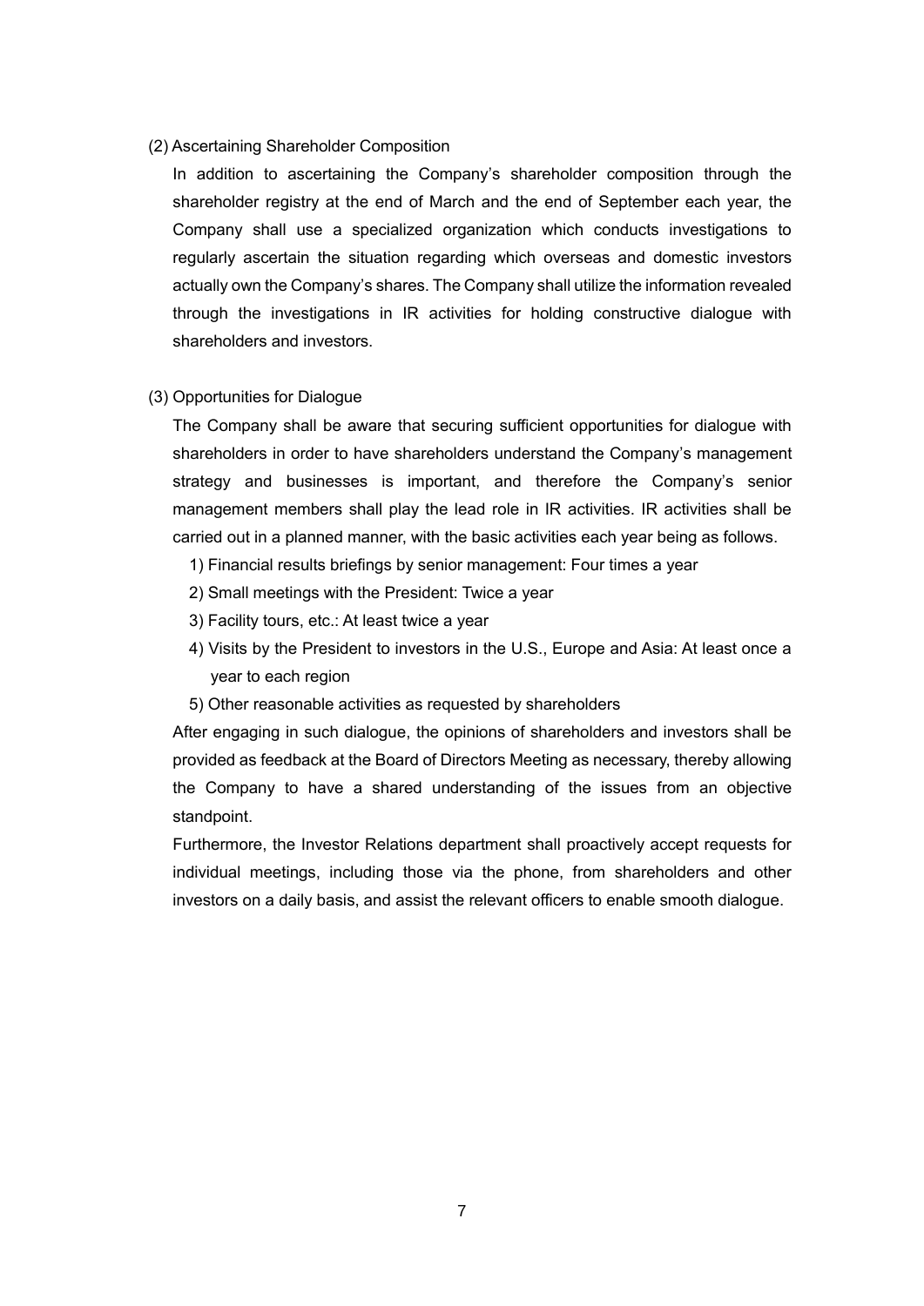(2) Ascertaining Shareholder Composition

In addition to ascertaining the Company's shareholder composition through the shareholder registry at the end of March and the end of September each year, the Company shall use a specialized organization which conducts investigations to regularly ascertain the situation regarding which overseas and domestic investors actually own the Company's shares. The Company shall utilize the information revealed through the investigations in IR activities for holding constructive dialogue with shareholders and investors.

(3) Opportunities for Dialogue

The Company shall be aware that securing sufficient opportunities for dialogue with shareholders in order to have shareholders understand the Company's management strategy and businesses is important, and therefore the Company's senior management members shall play the lead role in IR activities. IR activities shall be carried out in a planned manner, with the basic activities each year being as follows.

1) Financial results briefings by senior management: Four times a year
2) Small meetings with the President: Twice a year
3) Facility tours, etc.: At least twice a year
4) Visits by the President to investors in the U.S., Europe and Asia: At least once a year to each region
5) Other reasonable activities as requested by shareholders

After engaging in such dialogue, the opinions of shareholders and investors shall be provided as feedback at the Board of Directors Meeting as necessary, thereby allowing the Company to have a shared understanding of the issues from an objective standpoint.

Furthermore, the Investor Relations department shall proactively accept requests for individual meetings, including those via the phone, from shareholders and other investors on a daily basis, and assist the relevant officers to enable smooth dialogue.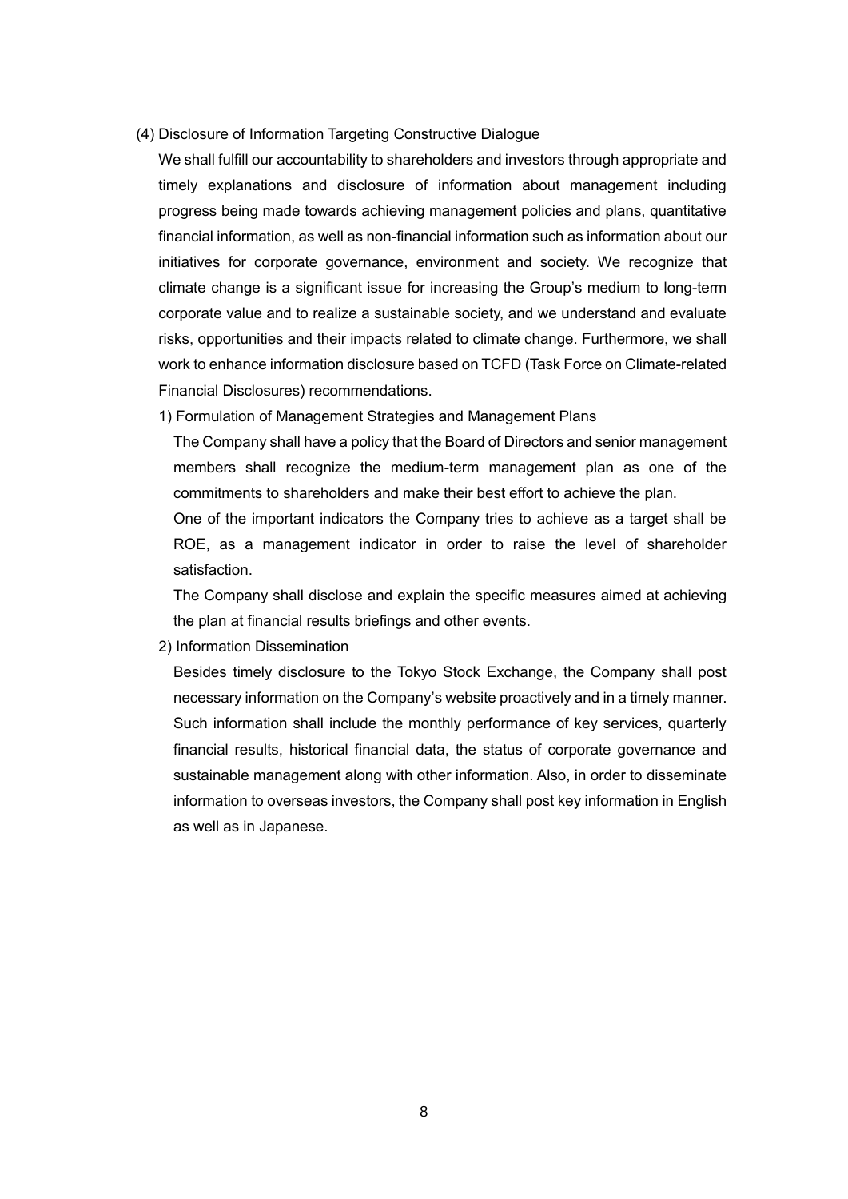### (4) Disclosure of Information Targeting Constructive Dialogue

We shall fulfill our accountability to shareholders and investors through appropriate and timely explanations and disclosure of information about management including progress being made towards achieving management policies and plans, quantitative financial information, as well as non-financial information such as information about our initiatives for corporate governance, environment and society. We recognize that climate change is a significant issue for increasing the Group's medium to long-term corporate value and to realize a sustainable society, and we understand and evaluate risks, opportunities and their impacts related to climate change. Furthermore, we shall work to enhance information disclosure based on TCFD (Task Force on Climate-related Financial Disclosures) recommendations.

#### 1) Formulation of Management Strategies and Management Plans

The Company shall have a policy that the Board of Directors and senior management members shall recognize the medium-term management plan as one of the commitments to shareholders and make their best effort to achieve the plan.

One of the important indicators the Company tries to achieve as a target shall be ROE, as a management indicator in order to raise the level of shareholder satisfaction.

The Company shall disclose and explain the specific measures aimed at achieving the plan at financial results briefings and other events.

#### 2) Information Dissemination

Besides timely disclosure to the Tokyo Stock Exchange, the Company shall post necessary information on the Company's website proactively and in a timely manner. Such information shall include the monthly performance of key services, quarterly financial results, historical financial data, the status of corporate governance and sustainable management along with other information. Also, in order to disseminate information to overseas investors, the Company shall post key information in English as well as in Japanese.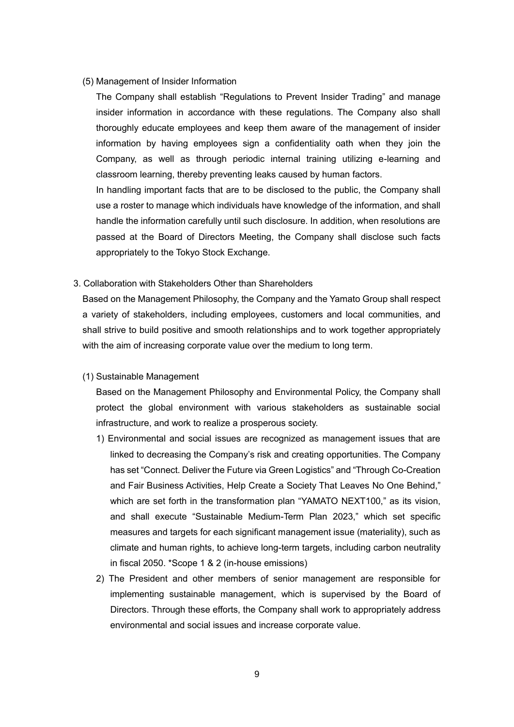(5) Management of Insider Information

The Company shall establish "Regulations to Prevent Insider Trading" and manage insider information in accordance with these regulations. The Company also shall thoroughly educate employees and keep them aware of the management of insider information by having employees sign a confidentiality oath when they join the Company, as well as through periodic internal training utilizing e-learning and classroom learning, thereby preventing leaks caused by human factors.

In handling important facts that are to be disclosed to the public, the Company shall use a roster to manage which individuals have knowledge of the information, and shall handle the information carefully until such disclosure. In addition, when resolutions are passed at the Board of Directors Meeting, the Company shall disclose such facts appropriately to the Tokyo Stock Exchange.

## 3. Collaboration with Stakeholders Other than Shareholders

Based on the Management Philosophy, the Company and the Yamato Group shall respect a variety of stakeholders, including employees, customers and local communities, and shall strive to build positive and smooth relationships and to work together appropriately with the aim of increasing corporate value over the medium to long term.

(1) Sustainable Management

Based on the Management Philosophy and Environmental Policy, the Company shall protect the global environment with various stakeholders as sustainable social infrastructure, and work to realize a prosperous society.

1) Environmental and social issues are recognized as management issues that are linked to decreasing the Company's risk and creating opportunities. The Company has set "Connect. Deliver the Future via Green Logistics" and "Through Co-Creation and Fair Business Activities, Help Create a Society That Leaves No One Behind," which are set forth in the transformation plan "YAMATO NEXT100," as its vision, and shall execute "Sustainable Medium-Term Plan 2023," which set specific measures and targets for each significant management issue (materiality), such as climate and human rights, to achieve long-term targets, including carbon neutrality in fiscal 2050. *Scope 1 & 2 (in-house emissions)

2) The President and other members of senior management are responsible for implementing sustainable management, which is supervised by the Board of Directors. Through these efforts, the Company shall work to appropriately address environmental and social issues and increase corporate value.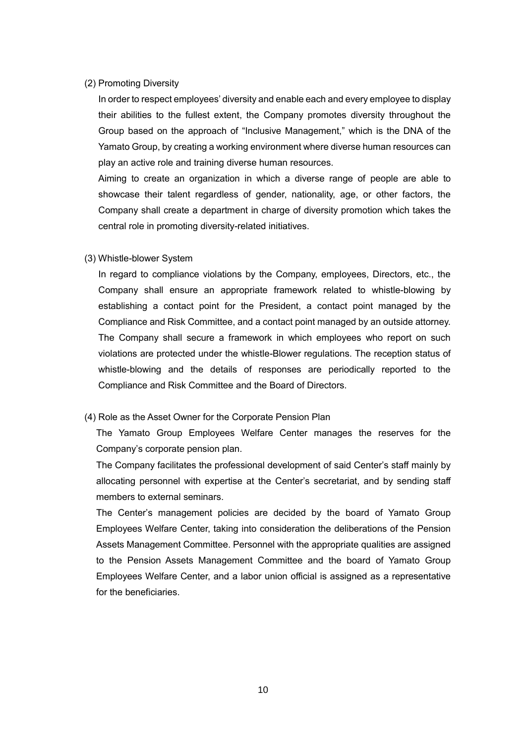### (2) Promoting Diversity

In order to respect employees' diversity and enable each and every employee to display their abilities to the fullest extent, the Company promotes diversity throughout the Group based on the approach of "Inclusive Management," which is the DNA of the Yamato Group, by creating a working environment where diverse human resources can play an active role and training diverse human resources.

Aiming to create an organization in which a diverse range of people are able to showcase their talent regardless of gender, nationality, age, or other factors, the Company shall create a department in charge of diversity promotion which takes the central role in promoting diversity-related initiatives.

### (3) Whistle-blower System

In regard to compliance violations by the Company, employees, Directors, etc., the Company shall ensure an appropriate framework related to whistle-blowing by establishing a contact point for the President, a contact point managed by the Compliance and Risk Committee, and a contact point managed by an outside attorney. The Company shall secure a framework in which employees who report on such violations are protected under the whistle-Blower regulations. The reception status of whistle-blowing and the details of responses are periodically reported to the Compliance and Risk Committee and the Board of Directors.

### (4) Role as the Asset Owner for the Corporate Pension Plan

The Yamato Group Employees Welfare Center manages the reserves for the Company's corporate pension plan.

The Company facilitates the professional development of said Center's staff mainly by allocating personnel with expertise at the Center's secretariat, and by sending staff members to external seminars.

The Center's management policies are decided by the board of Yamato Group Employees Welfare Center, taking into consideration the deliberations of the Pension Assets Management Committee. Personnel with the appropriate qualities are assigned to the Pension Assets Management Committee and the board of Yamato Group Employees Welfare Center, and a labor union official is assigned as a representative for the beneficiaries.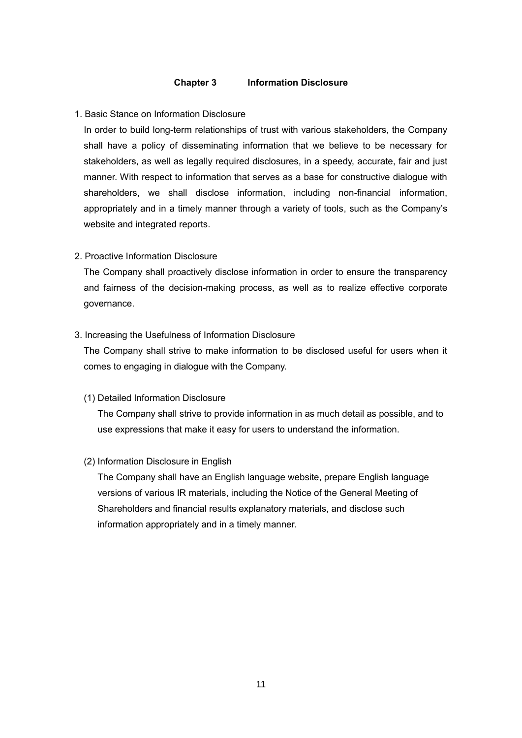## Chapter 3 Information Disclosure

### 1. Basic Stance on Information Disclosure

In order to build long-term relationships of trust with various stakeholders, the Company shall have a policy of disseminating information that we believe to be necessary for stakeholders, as well as legally required disclosures, in a speedy, accurate, fair and just manner. With respect to information that serves as a base for constructive dialogue with shareholders, we shall disclose information, including non-financial information, appropriately and in a timely manner through a variety of tools, such as the Company's website and integrated reports.

### 2. Proactive Information Disclosure

The Company shall proactively disclose information in order to ensure the transparency and fairness of the decision-making process, as well as to realize effective corporate governance.

### 3. Increasing the Usefulness of Information Disclosure

The Company shall strive to make information to be disclosed useful for users when it comes to engaging in dialogue with the Company.

#### (1) Detailed Information Disclosure

The Company shall strive to provide information in as much detail as possible, and to use expressions that make it easy for users to understand the information.

#### (2) Information Disclosure in English

The Company shall have an English language website, prepare English language versions of various IR materials, including the Notice of the General Meeting of Shareholders and financial results explanatory materials, and disclose such information appropriately and in a timely manner.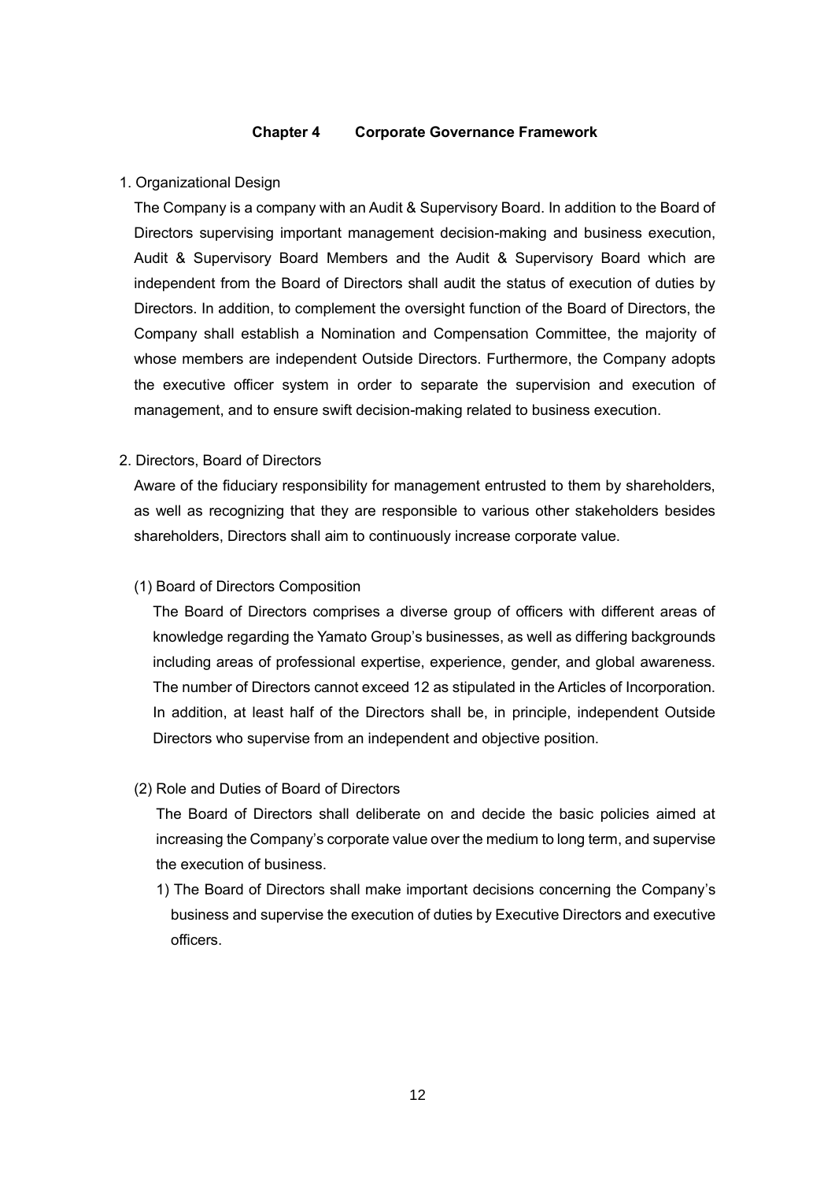## Chapter 4　Corporate Governance Framework

1. Organizational Design

The Company is a company with an Audit & Supervisory Board. In addition to the Board of Directors supervising important management decision-making and business execution, Audit & Supervisory Board Members and the Audit & Supervisory Board which are independent from the Board of Directors shall audit the status of execution of duties by Directors. In addition, to complement the oversight function of the Board of Directors, the Company shall establish a Nomination and Compensation Committee, the majority of whose members are independent Outside Directors. Furthermore, the Company adopts the executive officer system in order to separate the supervision and execution of management, and to ensure swift decision-making related to business execution.

2. Directors, Board of Directors

Aware of the fiduciary responsibility for management entrusted to them by shareholders, as well as recognizing that they are responsible to various other stakeholders besides shareholders, Directors shall aim to continuously increase corporate value.

(1) Board of Directors Composition

The Board of Directors comprises a diverse group of officers with different areas of knowledge regarding the Yamato Group's businesses, as well as differing backgrounds including areas of professional expertise, experience, gender, and global awareness. The number of Directors cannot exceed 12 as stipulated in the Articles of Incorporation. In addition, at least half of the Directors shall be, in principle, independent Outside Directors who supervise from an independent and objective position.

(2) Role and Duties of Board of Directors

The Board of Directors shall deliberate on and decide the basic policies aimed at increasing the Company's corporate value over the medium to long term, and supervise the execution of business.

1) The Board of Directors shall make important decisions concerning the Company's business and supervise the execution of duties by Executive Directors and executive officers.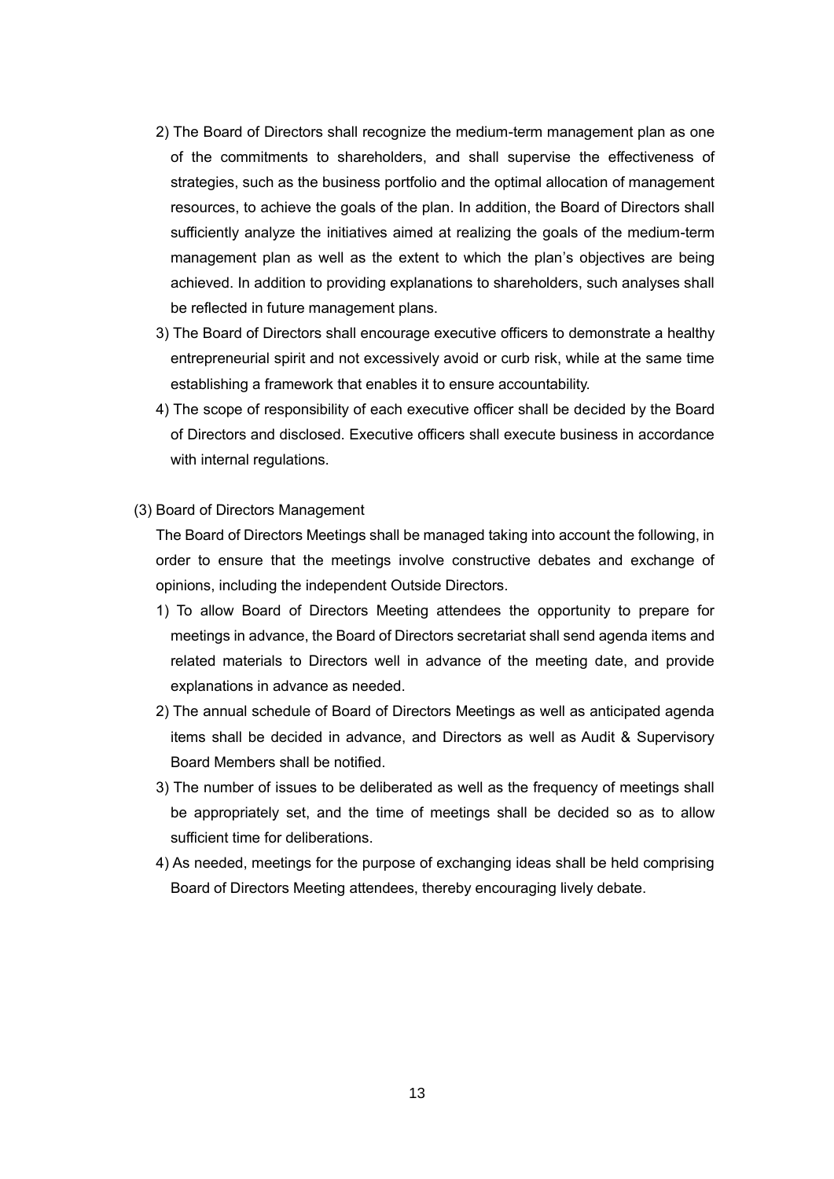2) The Board of Directors shall recognize the medium-term management plan as one of the commitments to shareholders, and shall supervise the effectiveness of strategies, such as the business portfolio and the optimal allocation of management resources, to achieve the goals of the plan. In addition, the Board of Directors shall sufficiently analyze the initiatives aimed at realizing the goals of the medium-term management plan as well as the extent to which the plan's objectives are being achieved. In addition to providing explanations to shareholders, such analyses shall be reflected in future management plans.

3) The Board of Directors shall encourage executive officers to demonstrate a healthy entrepreneurial spirit and not excessively avoid or curb risk, while at the same time establishing a framework that enables it to ensure accountability.

4) The scope of responsibility of each executive officer shall be decided by the Board of Directors and disclosed. Executive officers shall execute business in accordance with internal regulations.

(3) Board of Directors Management

The Board of Directors Meetings shall be managed taking into account the following, in order to ensure that the meetings involve constructive debates and exchange of opinions, including the independent Outside Directors.

1) To allow Board of Directors Meeting attendees the opportunity to prepare for meetings in advance, the Board of Directors secretariat shall send agenda items and related materials to Directors well in advance of the meeting date, and provide explanations in advance as needed.

2) The annual schedule of Board of Directors Meetings as well as anticipated agenda items shall be decided in advance, and Directors as well as Audit & Supervisory Board Members shall be notified.

3) The number of issues to be deliberated as well as the frequency of meetings shall be appropriately set, and the time of meetings shall be decided so as to allow sufficient time for deliberations.

4) As needed, meetings for the purpose of exchanging ideas shall be held comprising Board of Directors Meeting attendees, thereby encouraging lively debate.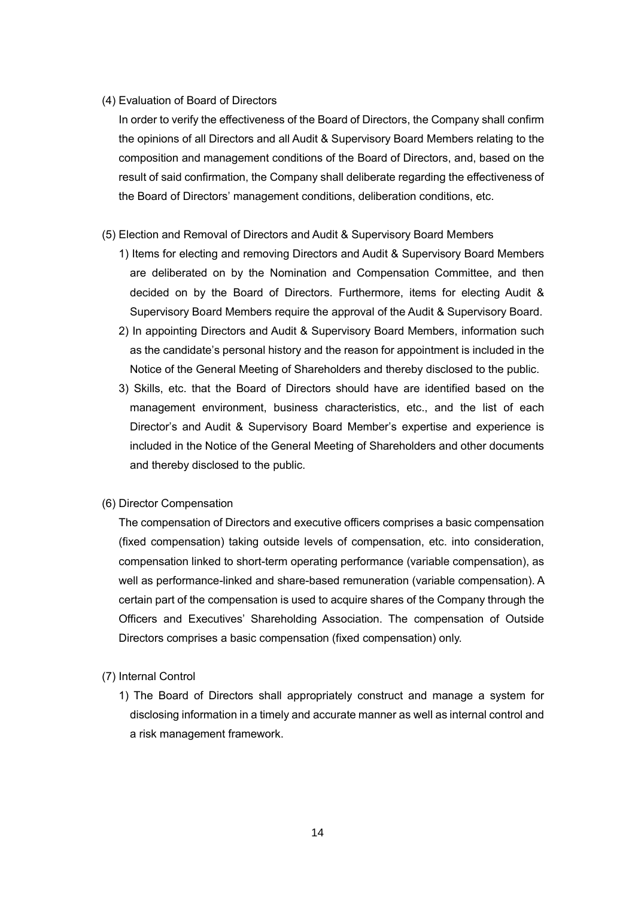(4) Evaluation of Board of Directors

In order to verify the effectiveness of the Board of Directors, the Company shall confirm the opinions of all Directors and all Audit & Supervisory Board Members relating to the composition and management conditions of the Board of Directors, and, based on the result of said confirmation, the Company shall deliberate regarding the effectiveness of the Board of Directors' management conditions, deliberation conditions, etc.

(5) Election and Removal of Directors and Audit & Supervisory Board Members

1) Items for electing and removing Directors and Audit & Supervisory Board Members are deliberated on by the Nomination and Compensation Committee, and then decided on by the Board of Directors. Furthermore, items for electing Audit & Supervisory Board Members require the approval of the Audit & Supervisory Board.
2) In appointing Directors and Audit & Supervisory Board Members, information such as the candidate's personal history and the reason for appointment is included in the Notice of the General Meeting of Shareholders and thereby disclosed to the public.
3) Skills, etc. that the Board of Directors should have are identified based on the management environment, business characteristics, etc., and the list of each Director's and Audit & Supervisory Board Member's expertise and experience is included in the Notice of the General Meeting of Shareholders and other documents and thereby disclosed to the public.

(6) Director Compensation

The compensation of Directors and executive officers comprises a basic compensation (fixed compensation) taking outside levels of compensation, etc. into consideration, compensation linked to short-term operating performance (variable compensation), as well as performance-linked and share-based remuneration (variable compensation). A certain part of the compensation is used to acquire shares of the Company through the Officers and Executives' Shareholding Association. The compensation of Outside Directors comprises a basic compensation (fixed compensation) only.

(7) Internal Control

1) The Board of Directors shall appropriately construct and manage a system for disclosing information in a timely and accurate manner as well as internal control and a risk management framework.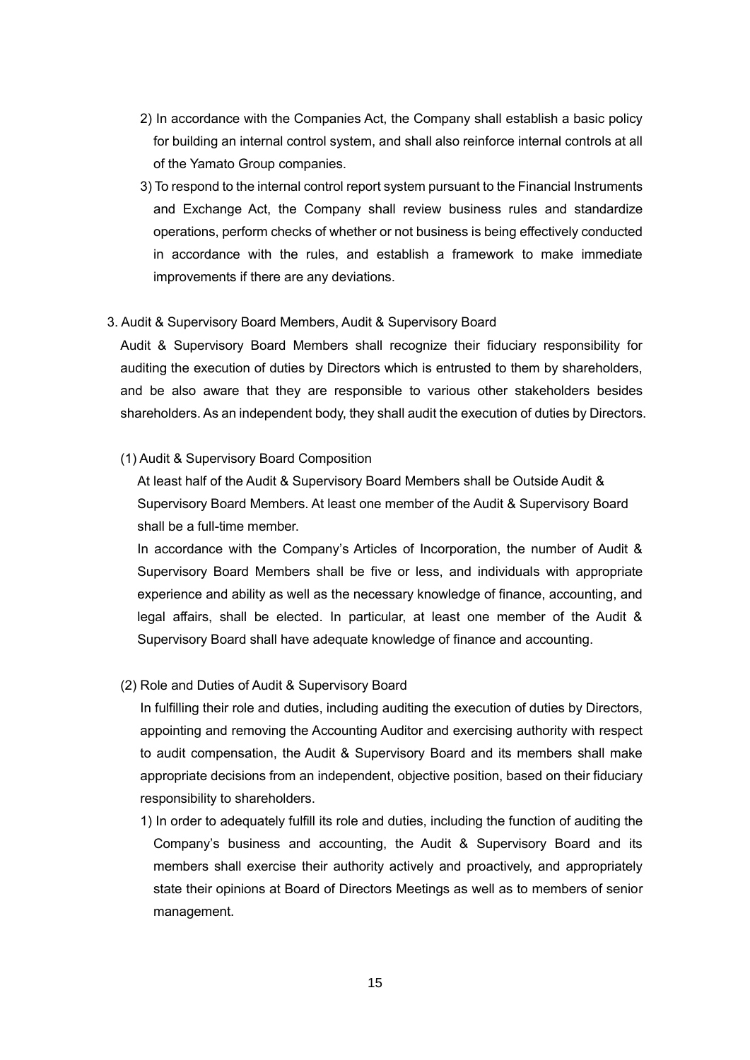2) In accordance with the Companies Act, the Company shall establish a basic policy for building an internal control system, and shall also reinforce internal controls at all of the Yamato Group companies.

3) To respond to the internal control report system pursuant to the Financial Instruments and Exchange Act, the Company shall review business rules and standardize operations, perform checks of whether or not business is being effectively conducted in accordance with the rules, and establish a framework to make immediate improvements if there are any deviations.

## 3. Audit & Supervisory Board Members, Audit & Supervisory Board

Audit & Supervisory Board Members shall recognize their fiduciary responsibility for auditing the execution of duties by Directors which is entrusted to them by shareholders, and be also aware that they are responsible to various other stakeholders besides shareholders. As an independent body, they shall audit the execution of duties by Directors.

### (1) Audit & Supervisory Board Composition

At least half of the Audit & Supervisory Board Members shall be Outside Audit & Supervisory Board Members. At least one member of the Audit & Supervisory Board shall be a full-time member.

In accordance with the Company's Articles of Incorporation, the number of Audit & Supervisory Board Members shall be five or less, and individuals with appropriate experience and ability as well as the necessary knowledge of finance, accounting, and legal affairs, shall be elected. In particular, at least one member of the Audit & Supervisory Board shall have adequate knowledge of finance and accounting.

### (2) Role and Duties of Audit & Supervisory Board

In fulfilling their role and duties, including auditing the execution of duties by Directors, appointing and removing the Accounting Auditor and exercising authority with respect to audit compensation, the Audit & Supervisory Board and its members shall make appropriate decisions from an independent, objective position, based on their fiduciary responsibility to shareholders.

1) In order to adequately fulfill its role and duties, including the function of auditing the Company's business and accounting, the Audit & Supervisory Board and its members shall exercise their authority actively and proactively, and appropriately state their opinions at Board of Directors Meetings as well as to members of senior management.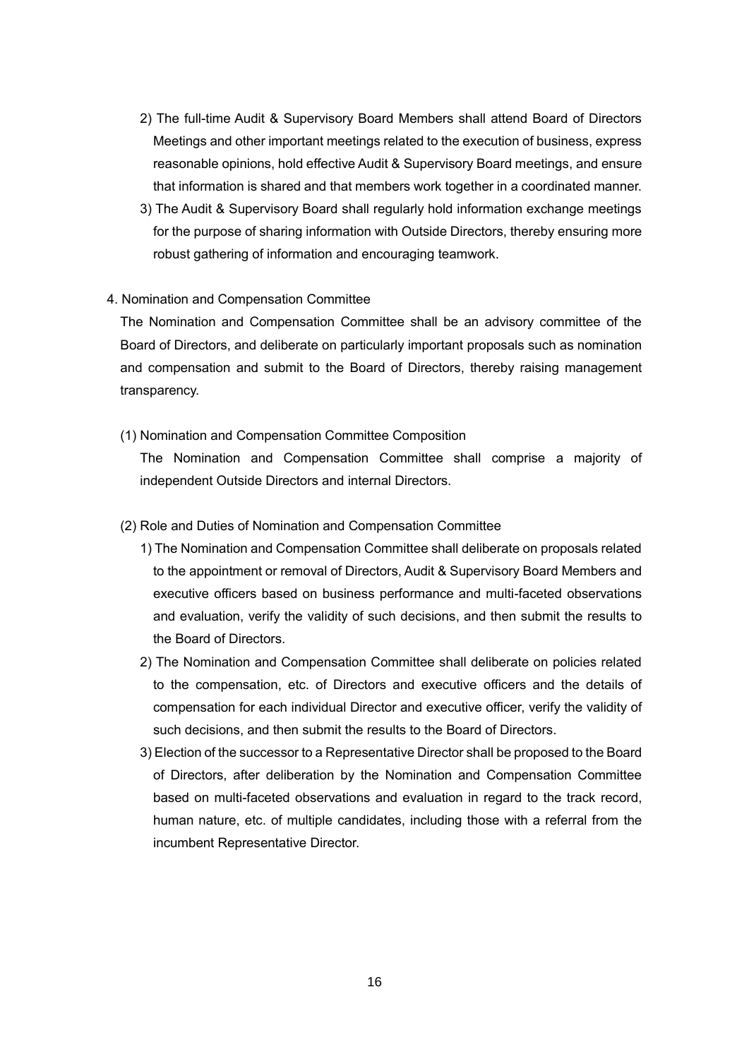2) The full-time Audit & Supervisory Board Members shall attend Board of Directors Meetings and other important meetings related to the execution of business, express reasonable opinions, hold effective Audit & Supervisory Board meetings, and ensure that information is shared and that members work together in a coordinated manner.

3) The Audit & Supervisory Board shall regularly hold information exchange meetings for the purpose of sharing information with Outside Directors, thereby ensuring more robust gathering of information and encouraging teamwork.

4. Nomination and Compensation Committee

The Nomination and Compensation Committee shall be an advisory committee of the Board of Directors, and deliberate on particularly important proposals such as nomination and compensation and submit to the Board of Directors, thereby raising management transparency.

(1) Nomination and Compensation Committee Composition

The Nomination and Compensation Committee shall comprise a majority of independent Outside Directors and internal Directors.

(2) Role and Duties of Nomination and Compensation Committee

1) The Nomination and Compensation Committee shall deliberate on proposals related to the appointment or removal of Directors, Audit & Supervisory Board Members and executive officers based on business performance and multi-faceted observations and evaluation, verify the validity of such decisions, and then submit the results to the Board of Directors.

2) The Nomination and Compensation Committee shall deliberate on policies related to the compensation, etc. of Directors and executive officers and the details of compensation for each individual Director and executive officer, verify the validity of such decisions, and then submit the results to the Board of Directors.

3) Election of the successor to a Representative Director shall be proposed to the Board of Directors, after deliberation by the Nomination and Compensation Committee based on multi-faceted observations and evaluation in regard to the track record, human nature, etc. of multiple candidates, including those with a referral from the incumbent Representative Director.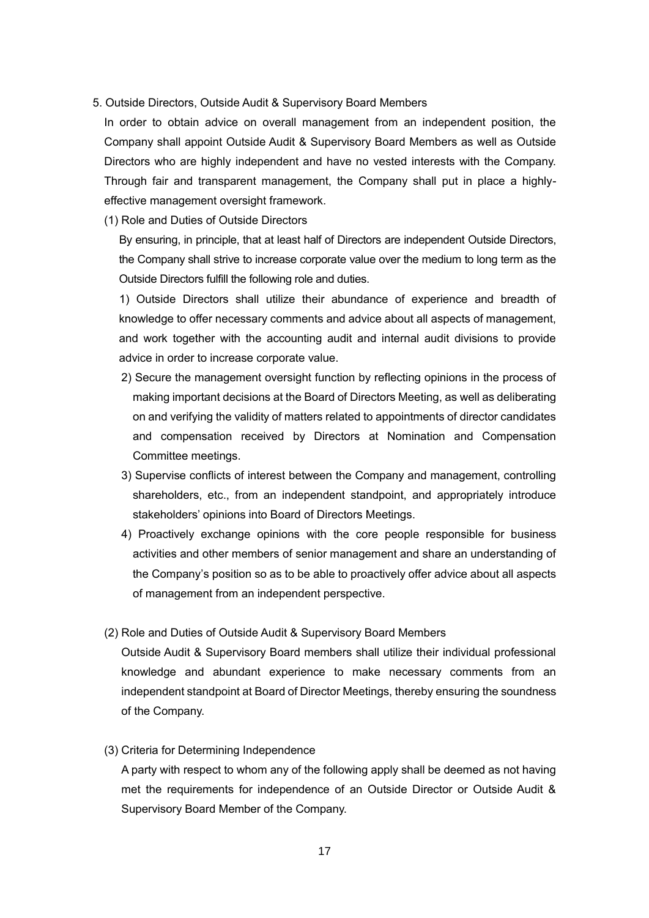## 5. Outside Directors, Outside Audit & Supervisory Board Members

In order to obtain advice on overall management from an independent position, the Company shall appoint Outside Audit & Supervisory Board Members as well as Outside Directors who are highly independent and have no vested interests with the Company. Through fair and transparent management, the Company shall put in place a highly-effective management oversight framework.

### (1) Role and Duties of Outside Directors

By ensuring, in principle, that at least half of Directors are independent Outside Directors, the Company shall strive to increase corporate value over the medium to long term as the Outside Directors fulfill the following role and duties.

1) Outside Directors shall utilize their abundance of experience and breadth of knowledge to offer necessary comments and advice about all aspects of management, and work together with the accounting audit and internal audit divisions to provide advice in order to increase corporate value.

2) Secure the management oversight function by reflecting opinions in the process of making important decisions at the Board of Directors Meeting, as well as deliberating on and verifying the validity of matters related to appointments of director candidates and compensation received by Directors at Nomination and Compensation Committee meetings.

3) Supervise conflicts of interest between the Company and management, controlling shareholders, etc., from an independent standpoint, and appropriately introduce stakeholders' opinions into Board of Directors Meetings.

4) Proactively exchange opinions with the core people responsible for business activities and other members of senior management and share an understanding of the Company's position so as to be able to proactively offer advice about all aspects of management from an independent perspective.

### (2) Role and Duties of Outside Audit & Supervisory Board Members

Outside Audit & Supervisory Board members shall utilize their individual professional knowledge and abundant experience to make necessary comments from an independent standpoint at Board of Director Meetings, thereby ensuring the soundness of the Company.

### (3) Criteria for Determining Independence

A party with respect to whom any of the following apply shall be deemed as not having met the requirements for independence of an Outside Director or Outside Audit & Supervisory Board Member of the Company.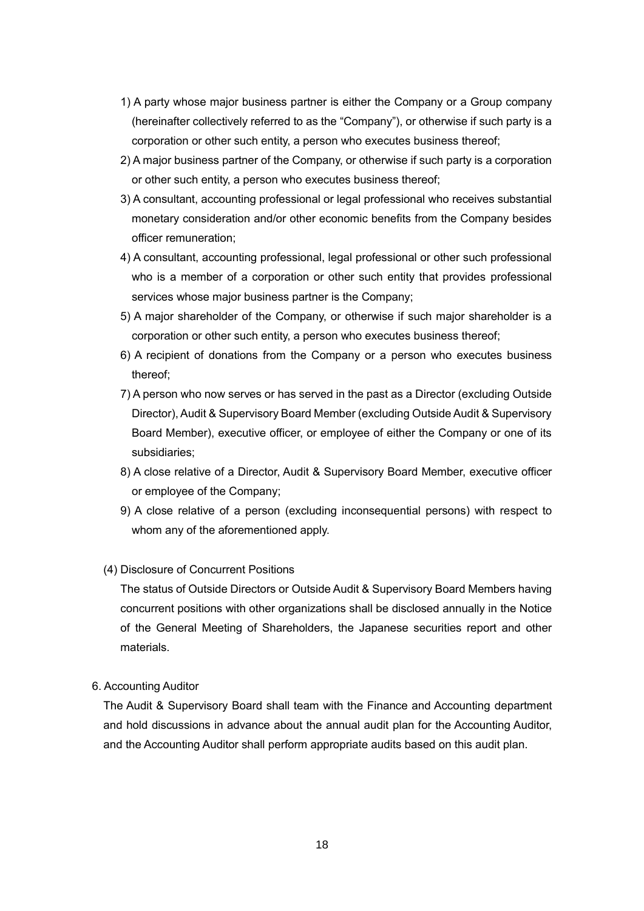1) A party whose major business partner is either the Company or a Group company (hereinafter collectively referred to as the "Company"), or otherwise if such party is a corporation or other such entity, a person who executes business thereof;

2) A major business partner of the Company, or otherwise if such party is a corporation or other such entity, a person who executes business thereof;

3) A consultant, accounting professional or legal professional who receives substantial monetary consideration and/or other economic benefits from the Company besides officer remuneration;

4) A consultant, accounting professional, legal professional or other such professional who is a member of a corporation or other such entity that provides professional services whose major business partner is the Company;

5) A major shareholder of the Company, or otherwise if such major shareholder is a corporation or other such entity, a person who executes business thereof;

6) A recipient of donations from the Company or a person who executes business thereof;

7) A person who now serves or has served in the past as a Director (excluding Outside Director), Audit & Supervisory Board Member (excluding Outside Audit & Supervisory Board Member), executive officer, or employee of either the Company or one of its subsidiaries;

8) A close relative of a Director, Audit & Supervisory Board Member, executive officer or employee of the Company;

9) A close relative of a person (excluding inconsequential persons) with respect to whom any of the aforementioned apply.

(4) Disclosure of Concurrent Positions

The status of Outside Directors or Outside Audit & Supervisory Board Members having concurrent positions with other organizations shall be disclosed annually in the Notice of the General Meeting of Shareholders, the Japanese securities report and other materials.

6. Accounting Auditor

The Audit & Supervisory Board shall team with the Finance and Accounting department and hold discussions in advance about the annual audit plan for the Accounting Auditor, and the Accounting Auditor shall perform appropriate audits based on this audit plan.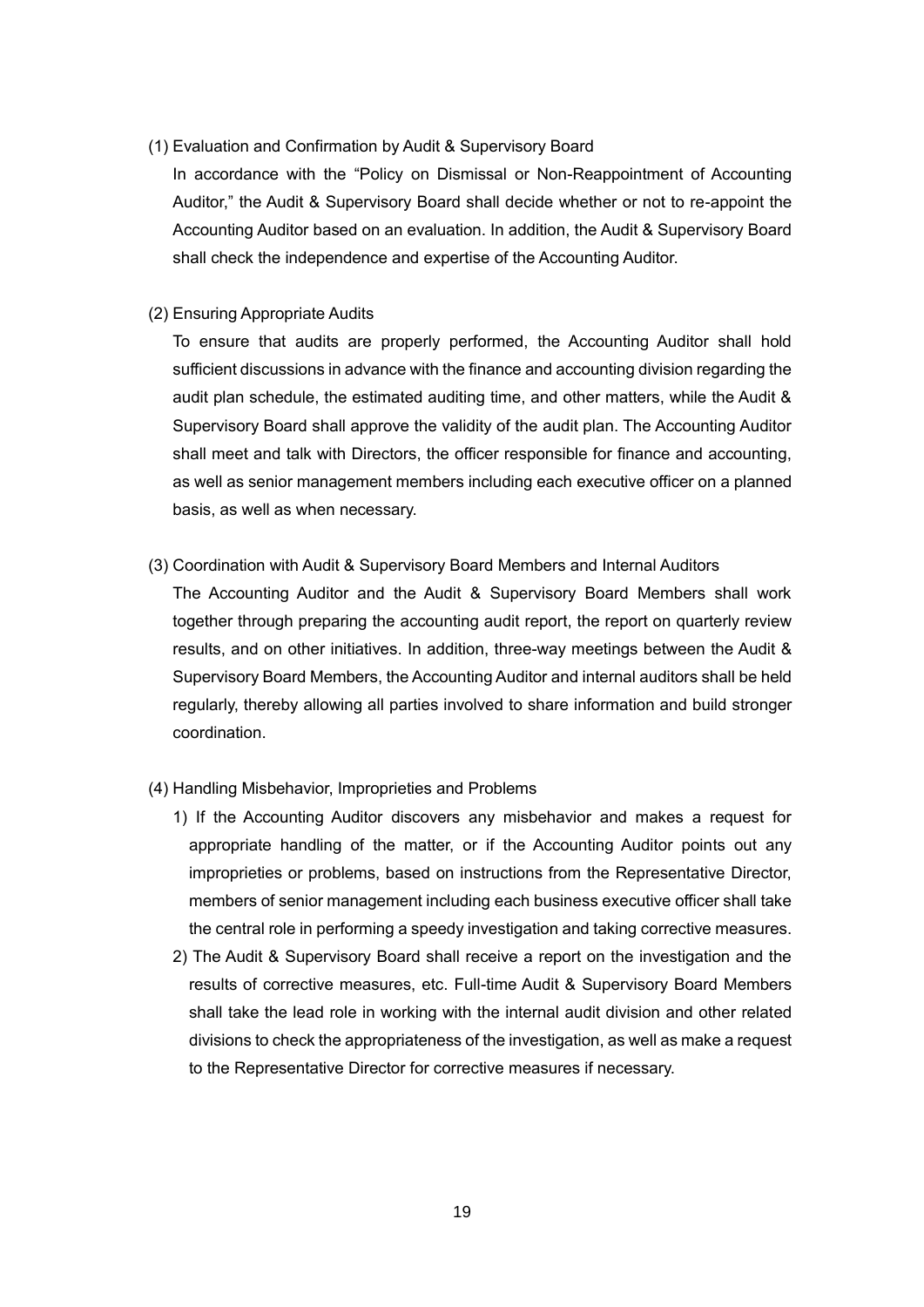(1) Evaluation and Confirmation by Audit & Supervisory Board

In accordance with the "Policy on Dismissal or Non-Reappointment of Accounting Auditor," the Audit & Supervisory Board shall decide whether or not to re-appoint the Accounting Auditor based on an evaluation. In addition, the Audit & Supervisory Board shall check the independence and expertise of the Accounting Auditor.

(2) Ensuring Appropriate Audits

To ensure that audits are properly performed, the Accounting Auditor shall hold sufficient discussions in advance with the finance and accounting division regarding the audit plan schedule, the estimated auditing time, and other matters, while the Audit & Supervisory Board shall approve the validity of the audit plan. The Accounting Auditor shall meet and talk with Directors, the officer responsible for finance and accounting, as well as senior management members including each executive officer on a planned basis, as well as when necessary.

(3) Coordination with Audit & Supervisory Board Members and Internal Auditors

The Accounting Auditor and the Audit & Supervisory Board Members shall work together through preparing the accounting audit report, the report on quarterly review results, and on other initiatives. In addition, three-way meetings between the Audit & Supervisory Board Members, the Accounting Auditor and internal auditors shall be held regularly, thereby allowing all parties involved to share information and build stronger coordination.

(4) Handling Misbehavior, Improprieties and Problems

1) If the Accounting Auditor discovers any misbehavior and makes a request for appropriate handling of the matter, or if the Accounting Auditor points out any improprieties or problems, based on instructions from the Representative Director, members of senior management including each business executive officer shall take the central role in performing a speedy investigation and taking corrective measures.

2) The Audit & Supervisory Board shall receive a report on the investigation and the results of corrective measures, etc. Full-time Audit & Supervisory Board Members shall take the lead role in working with the internal audit division and other related divisions to check the appropriateness of the investigation, as well as make a request to the Representative Director for corrective measures if necessary.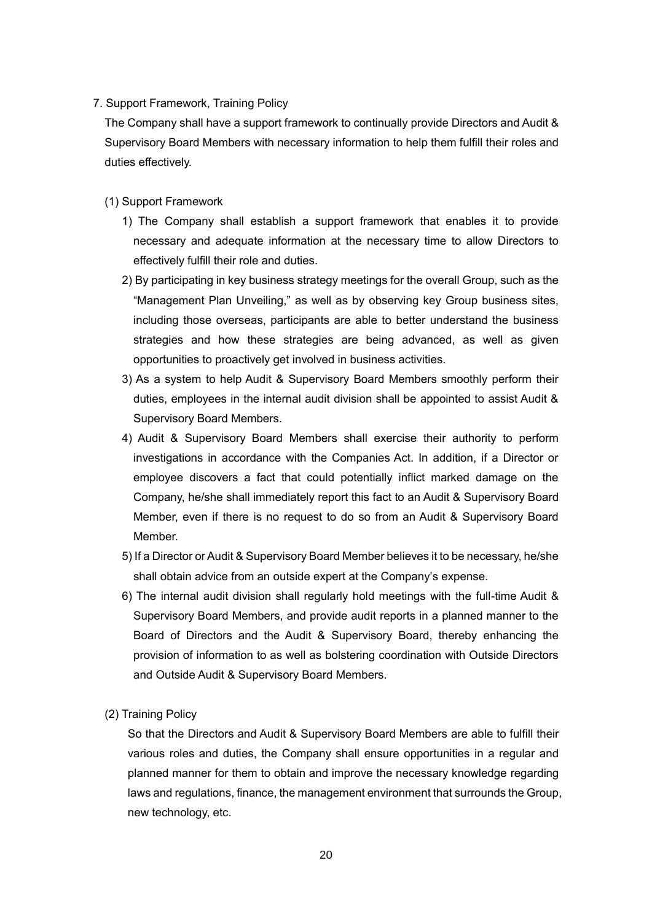## 7. Support Framework, Training Policy

The Company shall have a support framework to continually provide Directors and Audit & Supervisory Board Members with necessary information to help them fulfill their roles and duties effectively.

### (1) Support Framework

1) The Company shall establish a support framework that enables it to provide necessary and adequate information at the necessary time to allow Directors to effectively fulfill their role and duties.

2) By participating in key business strategy meetings for the overall Group, such as the "Management Plan Unveiling," as well as by observing key Group business sites, including those overseas, participants are able to better understand the business strategies and how these strategies are being advanced, as well as given opportunities to proactively get involved in business activities.

3) As a system to help Audit & Supervisory Board Members smoothly perform their duties, employees in the internal audit division shall be appointed to assist Audit & Supervisory Board Members.

4) Audit & Supervisory Board Members shall exercise their authority to perform investigations in accordance with the Companies Act. In addition, if a Director or employee discovers a fact that could potentially inflict marked damage on the Company, he/she shall immediately report this fact to an Audit & Supervisory Board Member, even if there is no request to do so from an Audit & Supervisory Board Member.

5) If a Director or Audit & Supervisory Board Member believes it to be necessary, he/she shall obtain advice from an outside expert at the Company's expense.

6) The internal audit division shall regularly hold meetings with the full-time Audit & Supervisory Board Members, and provide audit reports in a planned manner to the Board of Directors and the Audit & Supervisory Board, thereby enhancing the provision of information to as well as bolstering coordination with Outside Directors and Outside Audit & Supervisory Board Members.

### (2) Training Policy

So that the Directors and Audit & Supervisory Board Members are able to fulfill their various roles and duties, the Company shall ensure opportunities in a regular and planned manner for them to obtain and improve the necessary knowledge regarding laws and regulations, finance, the management environment that surrounds the Group, new technology, etc.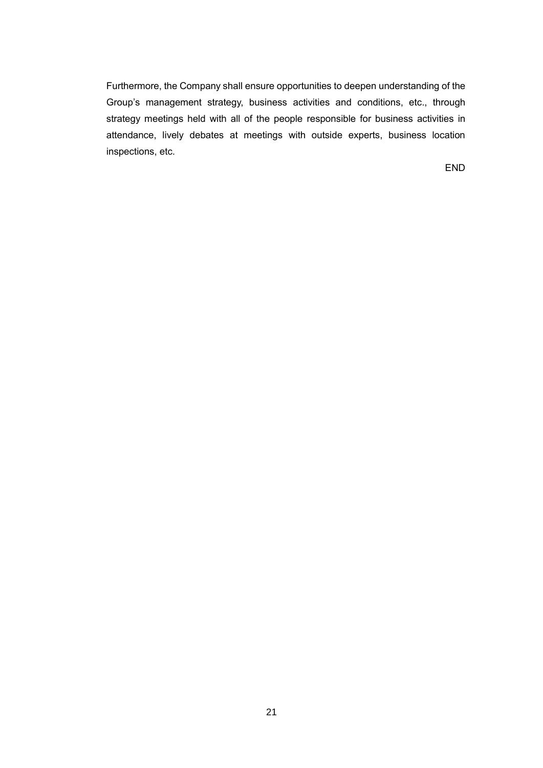Furthermore, the Company shall ensure opportunities to deepen understanding of the Group's management strategy, business activities and conditions, etc., through strategy meetings held with all of the people responsible for business activities in attendance, lively debates at meetings with outside experts, business location inspections, etc.

END